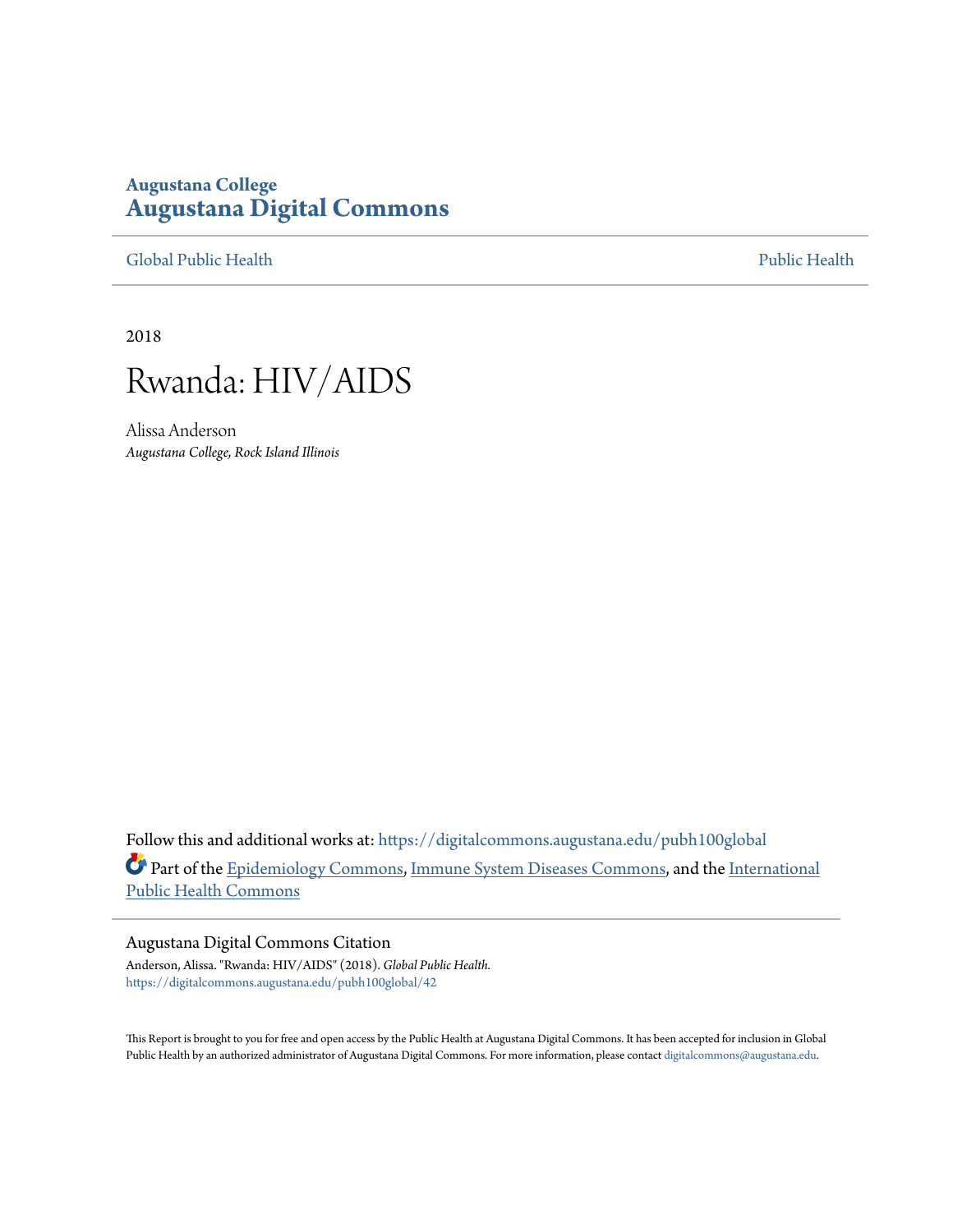Augustana College
**Augustana Digital Commons**

Global Public Health

Public Health

2018

# Rwanda: HIV/AIDS

Alissa Anderson
*Augustana College, Rock Island Illinois*

Follow this and additional works at: https://digitalcommons.augustana.edu/pubh100global

Part of the Epidemiology Commons, Immune System Diseases Commons, and the International Public Health Commons

## Augustana Digital Commons Citation

Anderson, Alissa. "Rwanda: HIV/AIDS" (2018). *Global Public Health.*
https://digitalcommons.augustana.edu/pubh100global/42

This Report is brought to you for free and open access by the Public Health at Augustana Digital Commons. It has been accepted for inclusion in Global Public Health by an authorized administrator of Augustana Digital Commons. For more information, please contact digitalcommons@augustana.edu.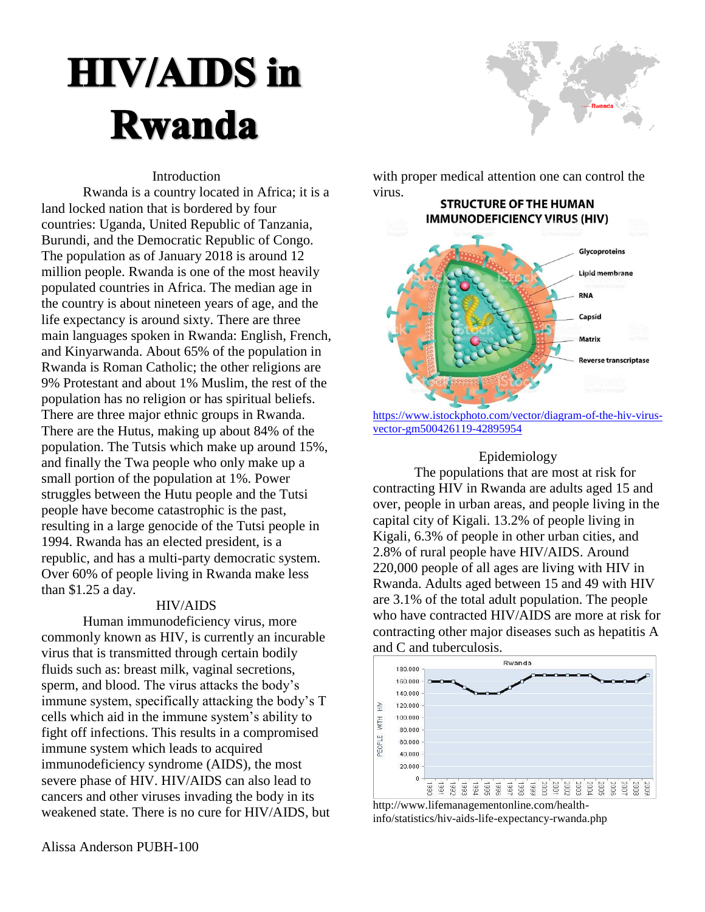# HIV/AIDS in Rwanda

Introduction

Rwanda is a country located in Africa; it is a land locked nation that is bordered by four countries: Uganda, United Republic of Tanzania, Burundi, and the Democratic Republic of Congo. The population as of January 2018 is around 12 million people. Rwanda is one of the most heavily populated countries in Africa. The median age in the country is about nineteen years of age, and the life expectancy is around sixty. There are three main languages spoken in Rwanda: English, French, and Kinyarwanda. About 65% of the population in Rwanda is Roman Catholic; the other religions are 9% Protestant and about 1% Muslim, the rest of the population has no religion or has spiritual beliefs. There are three major ethnic groups in Rwanda. There are the Hutus, making up about 84% of the population. The Tutsis which make up around 15%, and finally the Twa people who only make up a small portion of the population at 1%. Power struggles between the Hutu people and the Tutsi people have become catastrophic is the past, resulting in a large genocide of the Tutsi people in 1994. Rwanda has an elected president, is a republic, and has a multi-party democratic system. Over 60% of people living in Rwanda make less than $1.25 a day.

HIV/AIDS

Human immunodeficiency virus, more commonly known as HIV, is currently an incurable virus that is transmitted through certain bodily fluids such as: breast milk, vaginal secretions, sperm, and blood. The virus attacks the body's immune system, specifically attacking the body's T cells which aid in the immune system's ability to fight off infections. This results in a compromised immune system which leads to acquired immunodeficiency syndrome (AIDS), the most severe phase of HIV. HIV/AIDS can also lead to cancers and other viruses invading the body in its weakened state. There is no cure for HIV/AIDS, but with proper medical attention one can control the virus.

https://www.istockphoto.com/vector/diagram-of-the-hiv-virus-vector-gm500426119-42895954

Epidemiology

The populations that are most at risk for contracting HIV in Rwanda are adults aged 15 and over, people in urban areas, and people living in the capital city of Kigali. 13.2% of people living in Kigali, 6.3% of people in other urban cities, and 2.8% of rural people have HIV/AIDS. Around 220,000 people of all ages are living with HIV in Rwanda. Adults aged between 15 and 49 with HIV are 3.1% of the total adult population. The people who have contracted HIV/AIDS are more at risk for contracting other major diseases such as hepatitis A and C and tuberculosis.

http://www.lifemanagementonline.com/health-info/statistics/hiv-aids-life-expectancy-rwanda.php

Alissa Anderson PUBH-100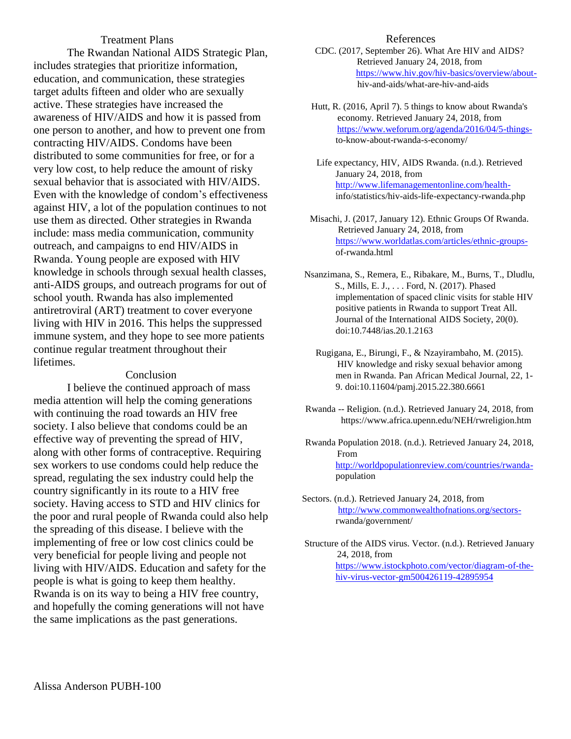## Treatment Plans

The Rwandan National AIDS Strategic Plan, includes strategies that prioritize information, education, and communication, these strategies target adults fifteen and older who are sexually active. These strategies have increased the awareness of HIV/AIDS and how it is passed from one person to another, and how to prevent one from contracting HIV/AIDS. Condoms have been distributed to some communities for free, or for a very low cost, to help reduce the amount of risky sexual behavior that is associated with HIV/AIDS. Even with the knowledge of condom's effectiveness against HIV, a lot of the population continues to not use them as directed. Other strategies in Rwanda include: mass media communication, community outreach, and campaigns to end HIV/AIDS in Rwanda. Young people are exposed with HIV knowledge in schools through sexual health classes, anti-AIDS groups, and outreach programs for out of school youth. Rwanda has also implemented antiretroviral (ART) treatment to cover everyone living with HIV in 2016. This helps the suppressed immune system, and they hope to see more patients continue regular treatment throughout their lifetimes.

## Conclusion

I believe the continued approach of mass media attention will help the coming generations with continuing the road towards an HIV free society. I also believe that condoms could be an effective way of preventing the spread of HIV, along with other forms of contraceptive. Requiring sex workers to use condoms could help reduce the spread, regulating the sex industry could help the country significantly in its route to a HIV free society. Having access to STD and HIV clinics for the poor and rural people of Rwanda could also help the spreading of this disease. I believe with the implementing of free or low cost clinics could be very beneficial for people living and people not living with HIV/AIDS. Education and safety for the people is what is going to keep them healthy. Rwanda is on its way to being a HIV free country, and hopefully the coming generations will not have the same implications as the past generations.

## References

CDC. (2017, September 26). What Are HIV and AIDS? Retrieved January 24, 2018, from https://www.hiv.gov/hiv-basics/overview/about-hiv-and-aids/what-are-hiv-and-aids

Hutt, R. (2016, April 7). 5 things to know about Rwanda's economy. Retrieved January 24, 2018, from https://www.weforum.org/agenda/2016/04/5-things-to-know-about-rwanda-s-economy/

Life expectancy, HIV, AIDS Rwanda. (n.d.). Retrieved January 24, 2018, from http://www.lifemanagementonline.com/health-info/statistics/hiv-aids-life-expectancy-rwanda.php

Misachi, J. (2017, January 12). Ethnic Groups Of Rwanda. Retrieved January 24, 2018, from https://www.worldatlas.com/articles/ethnic-groups-of-rwanda.html

Nsanzimana, S., Remera, E., Ribakare, M., Burns, T., Dludlu, S., Mills, E. J., . . . Ford, N. (2017). Phased implementation of spaced clinic visits for stable HIV positive patients in Rwanda to support Treat All. Journal of the International AIDS Society, 20(0). doi:10.7448/ias.20.1.2163

Rugigana, E., Birungi, F., & Nzayirambaho, M. (2015). HIV knowledge and risky sexual behavior among men in Rwanda. Pan African Medical Journal, 22, 1-9. doi:10.11604/pamj.2015.22.380.6661

Rwanda -- Religion. (n.d.). Retrieved January 24, 2018, from https://www.africa.upenn.edu/NEH/rwreligion.htm

Rwanda Population 2018. (n.d.). Retrieved January 24, 2018, From http://worldpopulationreview.com/countries/rwanda-population

Sectors. (n.d.). Retrieved January 24, 2018, from http://www.commonwealthofnations.org/sectors-rwanda/government/

Structure of the AIDS virus. Vector. (n.d.). Retrieved January 24, 2018, from https://www.istockphoto.com/vector/diagram-of-the-hiv-virus-vector-gm500426119-42895954

Alissa Anderson PUBH-100